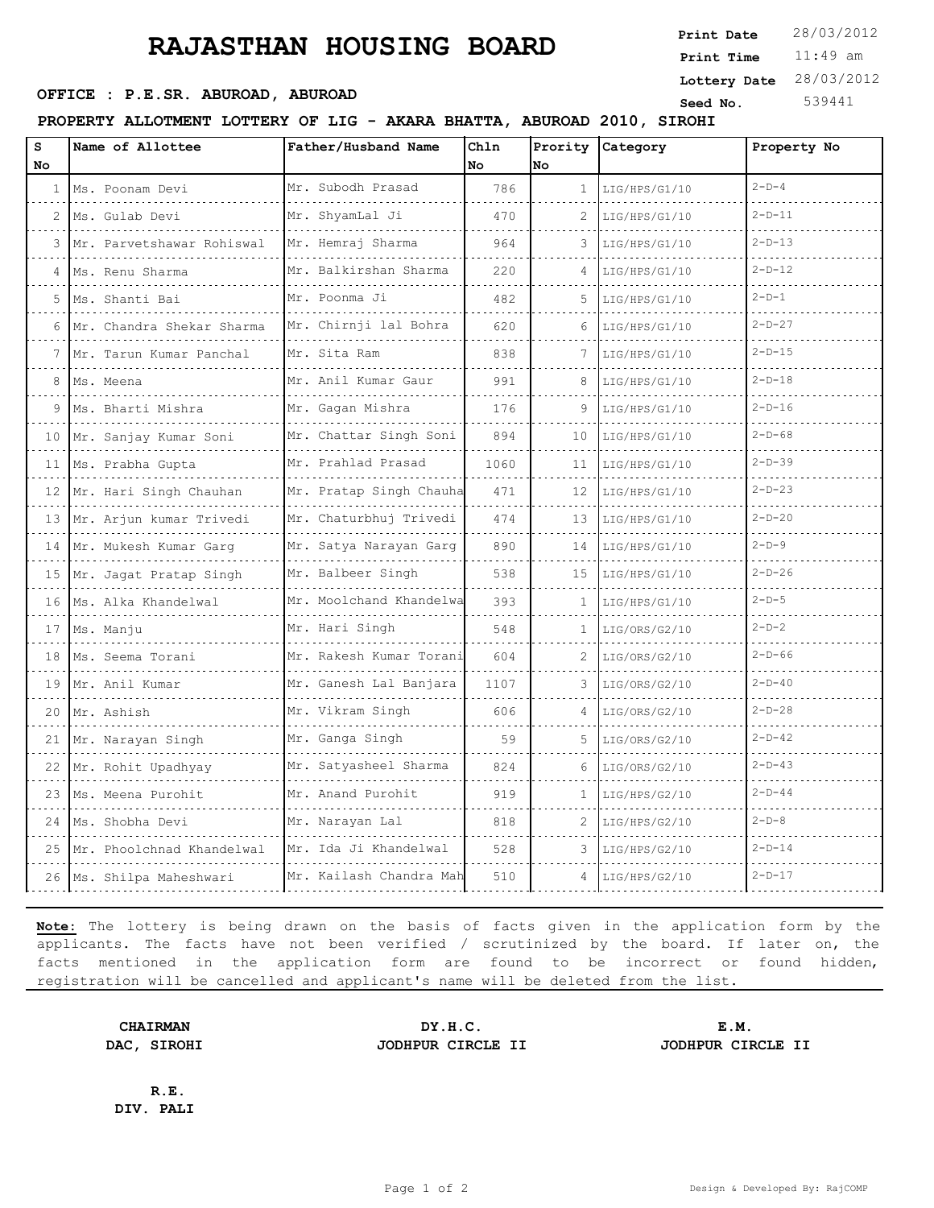# RAJASTHAN HOUSING BOARD

**Print Date** 28/03/2012
**Print Time** 11:49 am
**Lottery Date** 28/03/2012
**Seed No.** 539441

**OFFICE : P.E.SR. ABUROAD, ABUROAD**

**PROPERTY ALLOTMENT LOTTERY OF LIG - AKARA BHATTA, ABUROAD 2010, SIROHI**

| S No | Name of Allottee | Father/Husband Name | Chln No | Prority No | Category | Property No |
|---|---|---|---|---|---|---|
| 1 | Ms. Poonam Devi | Mr. Subodh Prasad | 786 | 1 | LIG/HPS/G1/10 | 2-D-4 |
| 2 | Ms. Gulab Devi | Mr. ShyamLal Ji | 470 | 2 | LIG/HPS/G1/10 | 2-D-11 |
| 3 | Mr. Parvetshawar Rohiswal | Mr. Hemraj Sharma | 964 | 3 | LIG/HPS/G1/10 | 2-D-13 |
| 4 | Ms. Renu Sharma | Mr. Balkirshan Sharma | 220 | 4 | LIG/HPS/G1/10 | 2-D-12 |
| 5 | Ms. Shanti Bai | Mr. Poonma Ji | 482 | 5 | LIG/HPS/G1/10 | 2-D-1 |
| 6 | Mr. Chandra Shekar Sharma | Mr. Chirnji lal Bohra | 620 | 6 | LIG/HPS/G1/10 | 2-D-27 |
| 7 | Mr. Tarun Kumar Panchal | Mr. Sita Ram | 838 | 7 | LIG/HPS/G1/10 | 2-D-15 |
| 8 | Ms. Meena | Mr. Anil Kumar Gaur | 991 | 8 | LIG/HPS/G1/10 | 2-D-18 |
| 9 | Ms. Bharti Mishra | Mr. Gagan Mishra | 176 | 9 | LIG/HPS/G1/10 | 2-D-16 |
| 10 | Mr. Sanjay Kumar Soni | Mr. Chattar Singh Soni | 894 | 10 | LIG/HPS/G1/10 | 2-D-68 |
| 11 | Ms. Prabha Gupta | Mr. Prahlad Prasad | 1060 | 11 | LIG/HPS/G1/10 | 2-D-39 |
| 12 | Mr. Hari Singh Chauhan | Mr. Pratap Singh Chauha | 471 | 12 | LIG/HPS/G1/10 | 2-D-23 |
| 13 | Mr. Arjun kumar Trivedi | Mr. Chaturbhuj Trivedi | 474 | 13 | LIG/HPS/G1/10 | 2-D-20 |
| 14 | Mr. Mukesh Kumar Garg | Mr. Satya Narayan Garg | 890 | 14 | LIG/HPS/G1/10 | 2-D-9 |
| 15 | Mr. Jagat Pratap Singh | Mr. Balbeer Singh | 538 | 15 | LIG/HPS/G1/10 | 2-D-26 |
| 16 | Ms. Alka Khandelwal | Mr. Moolchand Khandelwa | 393 | 1 | LIG/HPS/G1/10 | 2-D-5 |
| 17 | Ms. Manju | Mr. Hari Singh | 548 | 1 | LIG/ORS/G2/10 | 2-D-2 |
| 18 | Ms. Seema Torani | Mr. Rakesh Kumar Torani | 604 | 2 | LIG/ORS/G2/10 | 2-D-66 |
| 19 | Mr. Anil Kumar | Mr. Ganesh Lal Banjara | 1107 | 3 | LIG/ORS/G2/10 | 2-D-40 |
| 20 | Mr. Ashish | Mr. Vikram Singh | 606 | 4 | LIG/ORS/G2/10 | 2-D-28 |
| 21 | Mr. Narayan Singh | Mr. Ganga Singh | 59 | 5 | LIG/ORS/G2/10 | 2-D-42 |
| 22 | Mr. Rohit Upadhyay | Mr. Satyasheel Sharma | 824 | 6 | LIG/ORS/G2/10 | 2-D-43 |
| 23 | Ms. Meena Purohit | Mr. Anand Purohit | 919 | 1 | LIG/HPS/G2/10 | 2-D-44 |
| 24 | Ms. Shobha Devi | Mr. Narayan Lal | 818 | 2 | LIG/HPS/G2/10 | 2-D-8 |
| 25 | Mr. Phoolchnad Khandelwal | Mr. Ida Ji Khandelwal | 528 | 3 | LIG/HPS/G2/10 | 2-D-14 |
| 26 | Ms. Shilpa Maheshwari | Mr. Kailash Chandra Mah | 510 | 4 | LIG/HPS/G2/10 | 2-D-17 |

**Note:** The lottery is being drawn on the basis of facts given in the application form by the applicants. The facts have not been verified / scrutinized by the board. If later on, the facts mentioned in the application form are found to be incorrect or found hidden, registration will be cancelled and applicant's name will be deleted from the list.

**CHAIRMAN**
**DAC, SIROHI**

**DY.H.C.**
**JODHPUR CIRCLE II**

**E.M.**
**JODHPUR CIRCLE II**

**R.E.**
**DIV. PALI**

Design & Developed By: RajCOMP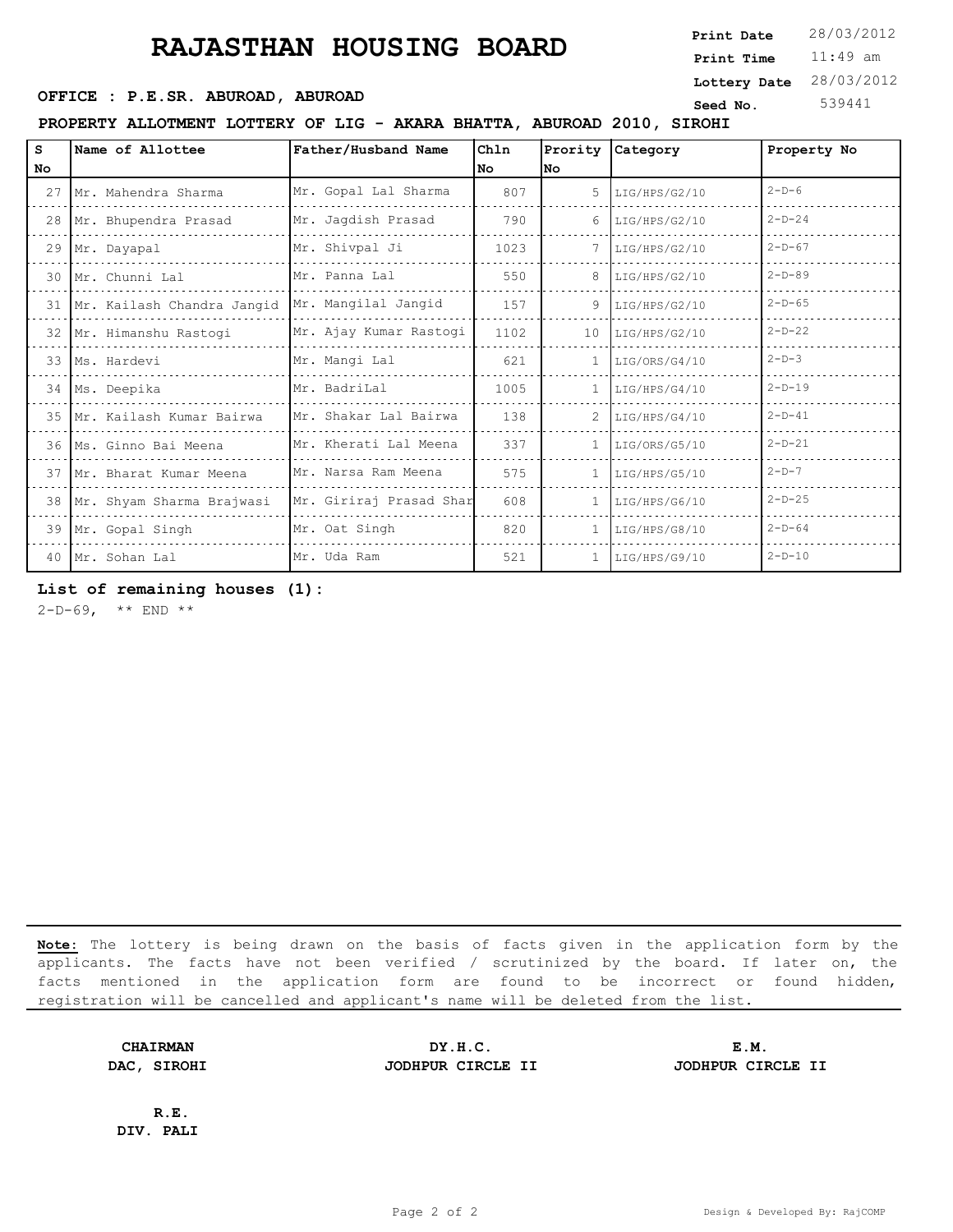# RAJASTHAN HOUSING BOARD

**Print Date** 28/03/2012
**Print Time** 11:49 am
**Lottery Date** 28/03/2012
**Seed No.** 539441

**OFFICE : P.E.SR. ABUROAD, ABUROAD**

**PROPERTY ALLOTMENT LOTTERY OF LIG - AKARA BHATTA, ABUROAD 2010, SIROHI**

| S No | Name of Allottee | Father/Husband Name | Chln No | Prority No | Category | Property No |
|---|---|---|---|---|---|---|
| 27 | Mr. Mahendra Sharma | Mr. Gopal Lal Sharma | 807 | 5 | LIG/HPS/G2/10 | 2-D-6 |
| 28 | Mr. Bhupendra Prasad | Mr. Jagdish Prasad | 790 | 6 | LIG/HPS/G2/10 | 2-D-24 |
| 29 | Mr. Dayapal | Mr. Shivpal Ji | 1023 | 7 | LIG/HPS/G2/10 | 2-D-67 |
| 30 | Mr. Chunni Lal | Mr. Panna Lal | 550 | 8 | LIG/HPS/G2/10 | 2-D-89 |
| 31 | Mr. Kailash Chandra Jangid | Mr. Mangilal Jangid | 157 | 9 | LIG/HPS/G2/10 | 2-D-65 |
| 32 | Mr. Himanshu Rastogi | Mr. Ajay Kumar Rastogi | 1102 | 10 | LIG/HPS/G2/10 | 2-D-22 |
| 33 | Ms. Hardevi | Mr. Mangi Lal | 621 | 1 | LIG/ORS/G4/10 | 2-D-3 |
| 34 | Ms. Deepika | Mr. BadriLal | 1005 | 1 | LIG/HPS/G4/10 | 2-D-19 |
| 35 | Mr. Kailash Kumar Bairwa | Mr. Shakar Lal Bairwa | 138 | 2 | LIG/HPS/G4/10 | 2-D-41 |
| 36 | Ms. Ginno Bai Meena | Mr. Kherati Lal Meena | 337 | 1 | LIG/ORS/G5/10 | 2-D-21 |
| 37 | Mr. Bharat Kumar Meena | Mr. Narsa Ram Meena | 575 | 1 | LIG/HPS/G5/10 | 2-D-7 |
| 38 | Mr. Shyam Sharma Brajwasi | Mr. Giriraj Prasad Shar | 608 | 1 | LIG/HPS/G6/10 | 2-D-25 |
| 39 | Mr. Gopal Singh | Mr. Oat Singh | 820 | 1 | LIG/HPS/G8/10 | 2-D-64 |
| 40 | Mr. Sohan Lal | Mr. Uda Ram | 521 | 1 | LIG/HPS/G9/10 | 2-D-10 |

**List of remaining houses (1):**

2-D-69, ** END **

**Note:** The lottery is being drawn on the basis of facts given in the application form by the applicants. The facts have not been verified / scrutinized by the board. If later on, the facts mentioned in the application form are found to be incorrect or found hidden, registration will be cancelled and applicant's name will be deleted from the list.

**CHAIRMAN**
**DAC, SIROHI**

**DY.H.C.**
**JODHPUR CIRCLE II**

**E.M.**
**JODHPUR CIRCLE II**

**R.E.**
**DIV. PALI**

Design & Developed By: RajCOMP